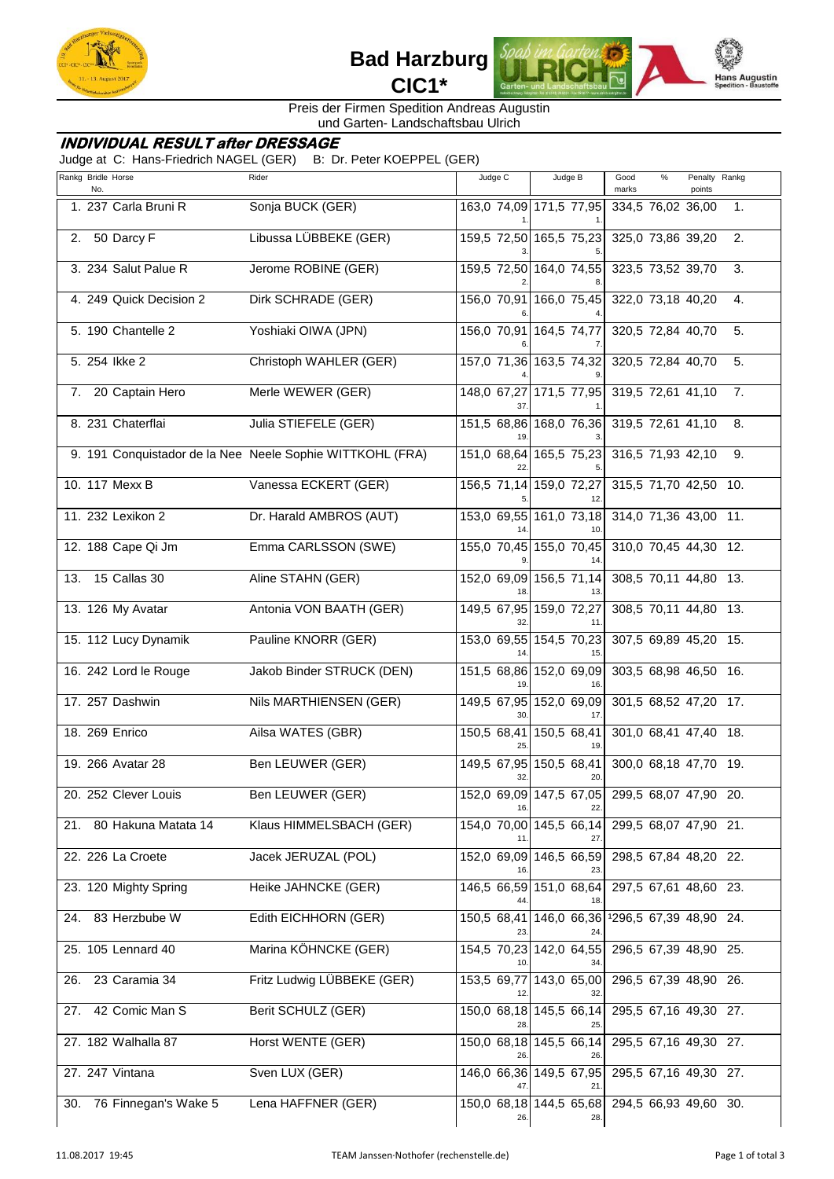# Bad Harzburg CIC1*

Preis der Firmen Spedition Andreas Augustin
und Garten- Landschaftsbau Ulrich

## *INDIVIDUAL RESULT after DRESSAGE*

Judge at C: Hans-Friedrich NAGEL (GER) B: Dr. Peter KOEPPEL (GER)

| Rankg | Bridle No. | Horse | Rider | Judge C | % | Rk C | Judge B | % | Rk B | Good marks | % | Penalty points | Rankg |
|---|---|---|---|---|---|---|---|---|---|---|---|---|---|
| 1. | 237 | Carla Bruni R | Sonja BUCK (GER) | 163,0 | 74,09 | 1. | 171,5 | 77,95 | 1. | 334,5 | 76,02 | 36,00 | 1. |
| 2. | 50 | Darcy F | Libussa LÜBBEKE (GER) | 159,5 | 72,50 | 3. | 165,5 | 75,23 | 5. | 325,0 | 73,86 | 39,20 | 2. |
| 3. | 234 | Salut Palue R | Jerome ROBINE (GER) | 159,5 | 72,50 | 2. | 164,0 | 74,55 | 8. | 323,5 | 73,52 | 39,70 | 3. |
| 4. | 249 | Quick Decision 2 | Dirk SCHRADE (GER) | 156,0 | 70,91 | 6. | 166,0 | 75,45 | 4. | 322,0 | 73,18 | 40,20 | 4. |
| 5. | 190 | Chantelle 2 | Yoshiaki OIWA (JPN) | 156,0 | 70,91 | 6. | 164,5 | 74,77 | 7. | 320,5 | 72,84 | 40,70 | 5. |
| 5. | 254 | Ikke 2 | Christoph WAHLER (GER) | 157,0 | 71,36 | 4. | 163,5 | 74,32 | 9. | 320,5 | 72,84 | 40,70 | 5. |
| 7. | 20 | Captain Hero | Merle WEWER (GER) | 148,0 | 67,27 | 37. | 171,5 | 77,95 | 1. | 319,5 | 72,61 | 41,10 | 7. |
| 8. | 231 | Chaterflai | Julia STIEFELE (GER) | 151,5 | 68,86 | 19. | 168,0 | 76,36 | 3. | 319,5 | 72,61 | 41,10 | 8. |
| 9. | 191 | Conquistador de la Nee | Neele Sophie WITTKOHL (FRA) | 151,0 | 68,64 | 22. | 165,5 | 75,23 | 5. | 316,5 | 71,93 | 42,10 | 9. |
| 10. | 117 | Mexx B | Vanessa ECKERT (GER) | 156,5 | 71,14 | 5. | 159,0 | 72,27 | 12. | 315,5 | 71,70 | 42,50 | 10. |
| 11. | 232 | Lexikon 2 | Dr. Harald AMBROS (AUT) | 153,0 | 69,55 | 14. | 161,0 | 73,18 | 10. | 314,0 | 71,36 | 43,00 | 11. |
| 12. | 188 | Cape Qi Jm | Emma CARLSSON (SWE) | 155,0 | 70,45 | 9. | 155,0 | 70,45 | 14. | 310,0 | 70,45 | 44,30 | 12. |
| 13. | 15 | Callas 30 | Aline STAHN (GER) | 152,0 | 69,09 | 18. | 156,5 | 71,14 | 13. | 308,5 | 70,11 | 44,80 | 13. |
| 13. | 126 | My Avatar | Antonia VON BAATH (GER) | 149,5 | 67,95 | 32. | 159,0 | 72,27 | 11. | 308,5 | 70,11 | 44,80 | 13. |
| 15. | 112 | Lucy Dynamik | Pauline KNORR (GER) | 153,0 | 69,55 | 14. | 154,5 | 70,23 | 15. | 307,5 | 69,89 | 45,20 | 15. |
| 16. | 242 | Lord le Rouge | Jakob Binder STRUCK (DEN) | 151,5 | 68,86 | 19. | 152,0 | 69,09 | 16. | 303,5 | 68,98 | 46,50 | 16. |
| 17. | 257 | Dashwin | Nils MARTHIENSEN (GER) | 149,5 | 67,95 | 30. | 152,0 | 69,09 | 17. | 301,5 | 68,52 | 47,20 | 17. |
| 18. | 269 | Enrico | Ailsa WATES (GBR) | 150,5 | 68,41 | 25. | 150,5 | 68,41 | 19. | 301,0 | 68,41 | 47,40 | 18. |
| 19. | 266 | Avatar 28 | Ben LEUWER (GER) | 149,5 | 67,95 | 32. | 150,5 | 68,41 | 20. | 300,0 | 68,18 | 47,70 | 19. |
| 20. | 252 | Clever Louis | Ben LEUWER (GER) | 152,0 | 69,09 | 16. | 147,5 | 67,05 | 22. | 299,5 | 68,07 | 47,90 | 20. |
| 21. | 80 | Hakuna Matata 14 | Klaus HIMMELSBACH (GER) | 154,0 | 70,00 | 11. | 145,5 | 66,14 | 27. | 299,5 | 68,07 | 47,90 | 21. |
| 22. | 226 | La Croete | Jacek JERUZAL (POL) | 152,0 | 69,09 | 16. | 146,5 | 66,59 | 23. | 298,5 | 67,84 | 48,20 | 22. |
| 23. | 120 | Mighty Spring | Heike JAHNCKE (GER) | 146,5 | 66,59 | 44. | 151,0 | 68,64 | 18. | 297,5 | 67,61 | 48,60 | 23. |
| 24. | 83 | Herzbube W | Edith EICHHORN (GER) | 150,5 | 68,41 | 23. | 146,0 | 66,36 | 24. | [1]296,5 | 67,39 | 48,90 | 24. |
| 25. | 105 | Lennard 40 | Marina KÖHNCKE (GER) | 154,5 | 70,23 | 10. | 142,0 | 64,55 | 34. | 296,5 | 67,39 | 48,90 | 25. |
| 26. | 23 | Caramia 34 | Fritz Ludwig LÜBBEKE (GER) | 153,5 | 69,77 | 12. | 143,0 | 65,00 | 32. | 296,5 | 67,39 | 48,90 | 26. |
| 27. | 42 | Comic Man S | Berit SCHULZ (GER) | 150,0 | 68,18 | 28. | 145,5 | 66,14 | 25. | 295,5 | 67,16 | 49,30 | 27. |
| 27. | 182 | Walhalla 87 | Horst WENTE (GER) | 150,0 | 68,18 | 26. | 145,5 | 66,14 | 26. | 295,5 | 67,16 | 49,30 | 27. |
| 27. | 247 | Vintana | Sven LUX (GER) | 146,0 | 66,36 | 47. | 149,5 | 67,95 | 21. | 295,5 | 67,16 | 49,30 | 27. |
| 30. | 76 | Finnegan's Wake 5 | Lena HAFFNER (GER) | 150,0 | 68,18 | 26. | 144,5 | 65,68 | 28. | 294,5 | 66,93 | 49,60 | 30. |

11.08.2017 19:45 TEAM Janssen-Nothofer (rechenstelle.de)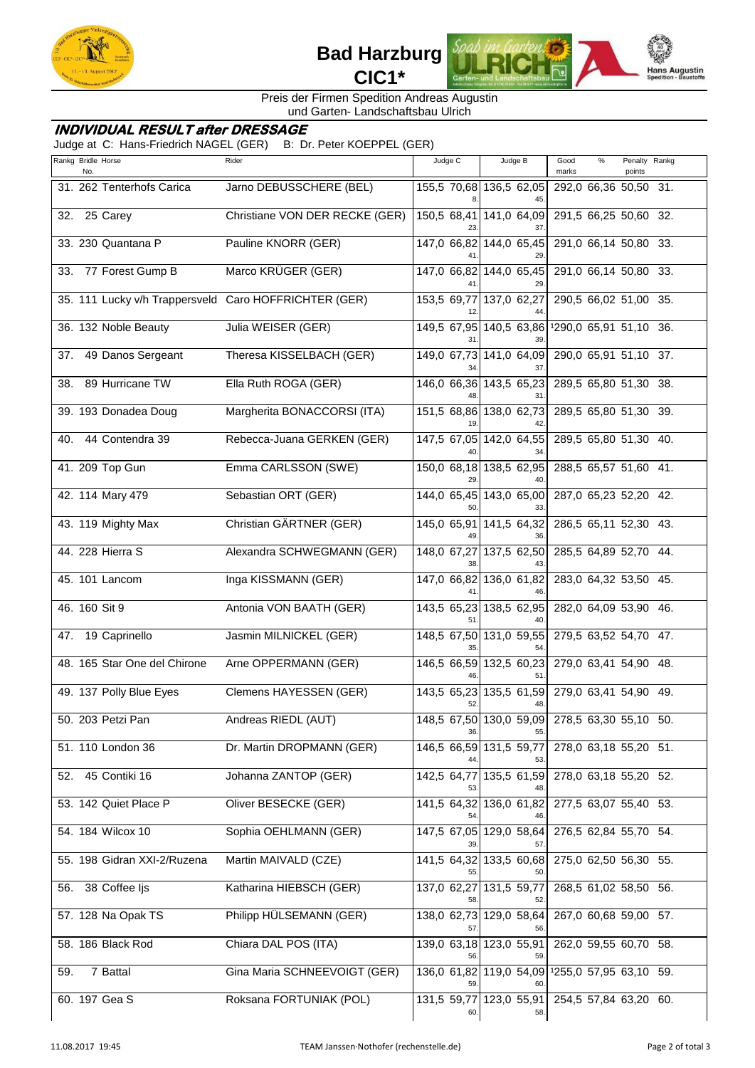# Bad Harzburg
## CIC1*

Preis der Firmen Spedition Andreas Augustin
und Garten- Landschaftsbau Ulrich

### INDIVIDUAL RESULT after DRESSAGE

Judge at C: Hans-Friedrich NAGEL (GER) B: Dr. Peter KOEPPEL (GER)

| Rankg | Bridle No. | Horse | Rider | Judge C | | Judge B | | Good marks | % | Penalty points | Rankg |
|---|---|---|---|---|---|---|---|---|---|---|---|
| 31. | 262 | Tenterhofs Carica | Jarno DEBUSSCHERE (BEL) | 155,5 | 70,68 (8.) | 136,5 | 62,05 (45.) | 292,0 | 66,36 | 50,50 | 31. |
| 32. | 25 | Carey | Christiane VON DER RECKE (GER) | 150,5 | 68,41 (23.) | 141,0 | 64,09 (37.) | 291,5 | 66,25 | 50,60 | 32. |
| 33. | 230 | Quantana P | Pauline KNORR (GER) | 147,0 | 66,82 (41.) | 144,0 | 65,45 (29.) | 291,0 | 66,14 | 50,80 | 33. |
| 33. | 77 | Forest Gump B | Marco KRÜGER (GER) | 147,0 | 66,82 (41.) | 144,0 | 65,45 (29.) | 291,0 | 66,14 | 50,80 | 33. |
| 35. | 111 | Lucky v/h Trappersveld | Caro HOFFRICHTER (GER) | 153,5 | 69,77 (12.) | 137,0 | 62,27 (44.) | 290,5 | 66,02 | 51,00 | 35. |
| 36. | 132 | Noble Beauty | Julia WEISER (GER) | 149,5 | 67,95 (31.) | 140,5 | 63,86 (39.) | [1]290,0 | 65,91 | 51,10 | 36. |
| 37. | 49 | Danos Sergeant | Theresa KISSELBACH (GER) | 149,0 | 67,73 (34.) | 141,0 | 64,09 (37.) | 290,0 | 65,91 | 51,10 | 37. |
| 38. | 89 | Hurricane TW | Ella Ruth ROGA (GER) | 146,0 | 66,36 (48.) | 143,5 | 65,23 (31.) | 289,5 | 65,80 | 51,30 | 38. |
| 39. | 193 | Donadea Doug | Margherita BONACCORSI (ITA) | 151,5 | 68,86 (19.) | 138,0 | 62,73 (42.) | 289,5 | 65,80 | 51,30 | 39. |
| 40. | 44 | Contendra 39 | Rebecca-Juana GERKEN (GER) | 147,5 | 67,05 (40.) | 142,0 | 64,55 (34.) | 289,5 | 65,80 | 51,30 | 40. |
| 41. | 209 | Top Gun | Emma CARLSSON (SWE) | 150,0 | 68,18 (29.) | 138,5 | 62,95 (40.) | 288,5 | 65,57 | 51,60 | 41. |
| 42. | 114 | Mary 479 | Sebastian ORT (GER) | 144,0 | 65,45 (50.) | 143,0 | 65,00 (33.) | 287,0 | 65,23 | 52,20 | 42. |
| 43. | 119 | Mighty Max | Christian GÄRTNER (GER) | 145,0 | 65,91 (49.) | 141,5 | 64,32 (36.) | 286,5 | 65,11 | 52,30 | 43. |
| 44. | 228 | Hierra S | Alexandra SCHWEGMANN (GER) | 148,0 | 67,27 (38.) | 137,5 | 62,50 (43.) | 285,5 | 64,89 | 52,70 | 44. |
| 45. | 101 | Lancom | Inga KISSMANN (GER) | 147,0 | 66,82 (41.) | 136,0 | 61,82 (46.) | 283,0 | 64,32 | 53,50 | 45. |
| 46. | 160 | Sit 9 | Antonia VON BAATH (GER) | 143,5 | 65,23 (51.) | 138,5 | 62,95 (40.) | 282,0 | 64,09 | 53,90 | 46. |
| 47. | 19 | Caprinello | Jasmin MILNICKEL (GER) | 148,5 | 67,50 (35.) | 131,0 | 59,55 (54.) | 279,5 | 63,52 | 54,70 | 47. |
| 48. | 165 | Star One del Chirone | Arne OPPERMANN (GER) | 146,5 | 66,59 (46.) | 132,5 | 60,23 (51.) | 279,0 | 63,41 | 54,90 | 48. |
| 49. | 137 | Polly Blue Eyes | Clemens HAYESSEN (GER) | 143,5 | 65,23 (52.) | 135,5 | 61,59 (48.) | 279,0 | 63,41 | 54,90 | 49. |
| 50. | 203 | Petzi Pan | Andreas RIEDL (AUT) | 148,5 | 67,50 (36.) | 130,0 | 59,09 (55.) | 278,5 | 63,30 | 55,10 | 50. |
| 51. | 110 | London 36 | Dr. Martin DROPMANN (GER) | 146,5 | 66,59 (44.) | 131,5 | 59,77 (53.) | 278,0 | 63,18 | 55,20 | 51. |
| 52. | 45 | Contiki 16 | Johanna ZANTOP (GER) | 142,5 | 64,77 (53.) | 135,5 | 61,59 (48.) | 278,0 | 63,18 | 55,20 | 52. |
| 53. | 142 | Quiet Place P | Oliver BESECKE (GER) | 141,5 | 64,32 (54.) | 136,0 | 61,82 (46.) | 277,5 | 63,07 | 55,40 | 53. |
| 54. | 184 | Wilcox 10 | Sophia OEHLMANN (GER) | 147,5 | 67,05 (39.) | 129,0 | 58,64 (57.) | 276,5 | 62,84 | 55,70 | 54. |
| 55. | 198 | Gidran XXI-2/Ruzena | Martin MAIVALD (CZE) | 141,5 | 64,32 (55.) | 133,5 | 60,68 (50.) | 275,0 | 62,50 | 56,30 | 55. |
| 56. | 38 | Coffee Ijs | Katharina HIEBSCH (GER) | 137,0 | 62,27 (58.) | 131,5 | 59,77 (52.) | 268,5 | 61,02 | 58,50 | 56. |
| 57. | 128 | Na Opak TS | Philipp HÜLSEMANN (GER) | 138,0 | 62,73 (57.) | 129,0 | 58,64 (56.) | 267,0 | 60,68 | 59,00 | 57. |
| 58. | 186 | Black Rod | Chiara DAL POS (ITA) | 139,0 | 63,18 (56.) | 123,0 | 55,91 (59.) | 262,0 | 59,55 | 60,70 | 58. |
| 59. | 7 | Battal | Gina Maria SCHNEEVOIGT (GER) | 136,0 | 61,82 (59.) | 119,0 | 54,09 (60.) | [1]255,0 | 57,95 | 63,10 | 59. |
| 60. | 197 | Gea S | Roksana FORTUNIAK (POL) | 131,5 | 59,77 (60.) | 123,0 | 55,91 (58.) | 254,5 | 57,84 | 63,20 | 60. |

11.08.2017 19:45 TEAM Janssen-Nothofer (rechenstelle.de)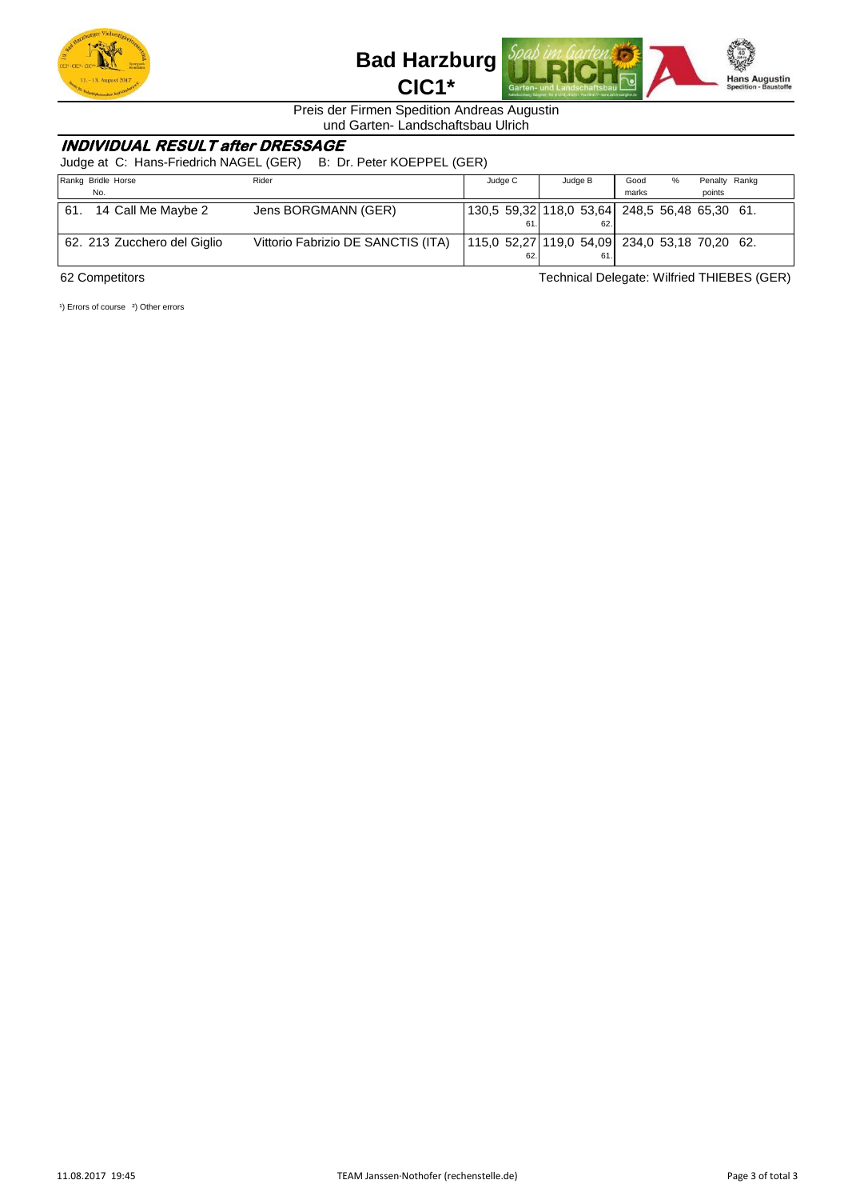# Bad Harzburg

## CIC1*

Preis der Firmen Spedition Andreas Augustin
und Garten- Landschaftsbau Ulrich

### *INDIVIDUAL RESULT after DRESSAGE*

Judge at C: Hans-Friedrich NAGEL (GER) B: Dr. Peter KOEPPEL (GER)

| Rankg | Bridle No. | Horse | Rider | Judge C | | | Judge B | | | Good marks | % | Penalty points | Rankg |
|---|---|---|---|---|---|---|---|---|---|---|---|---|---|
| 61. | 14 | Call Me Maybe 2 | Jens BORGMANN (GER) | 130,5 | 59,32 | 61. | 118,0 | 53,64 | 62. | 248,5 | 56,48 | 65,30 | 61. |
| 62. | 213 | Zucchero del Giglio | Vittorio Fabrizio DE SANCTIS (ITA) | 115,0 | 52,27 | 62. | 119,0 | 54,09 | 61. | 234,0 | 53,18 | 70,20 | 62. |

62 Competitors

Technical Delegate: Wilfried THIEBES (GER)

¹) Errors of course ²) Other errors

11.08.2017 19:45 TEAM Janssen-Nothofer (rechenstelle.de)